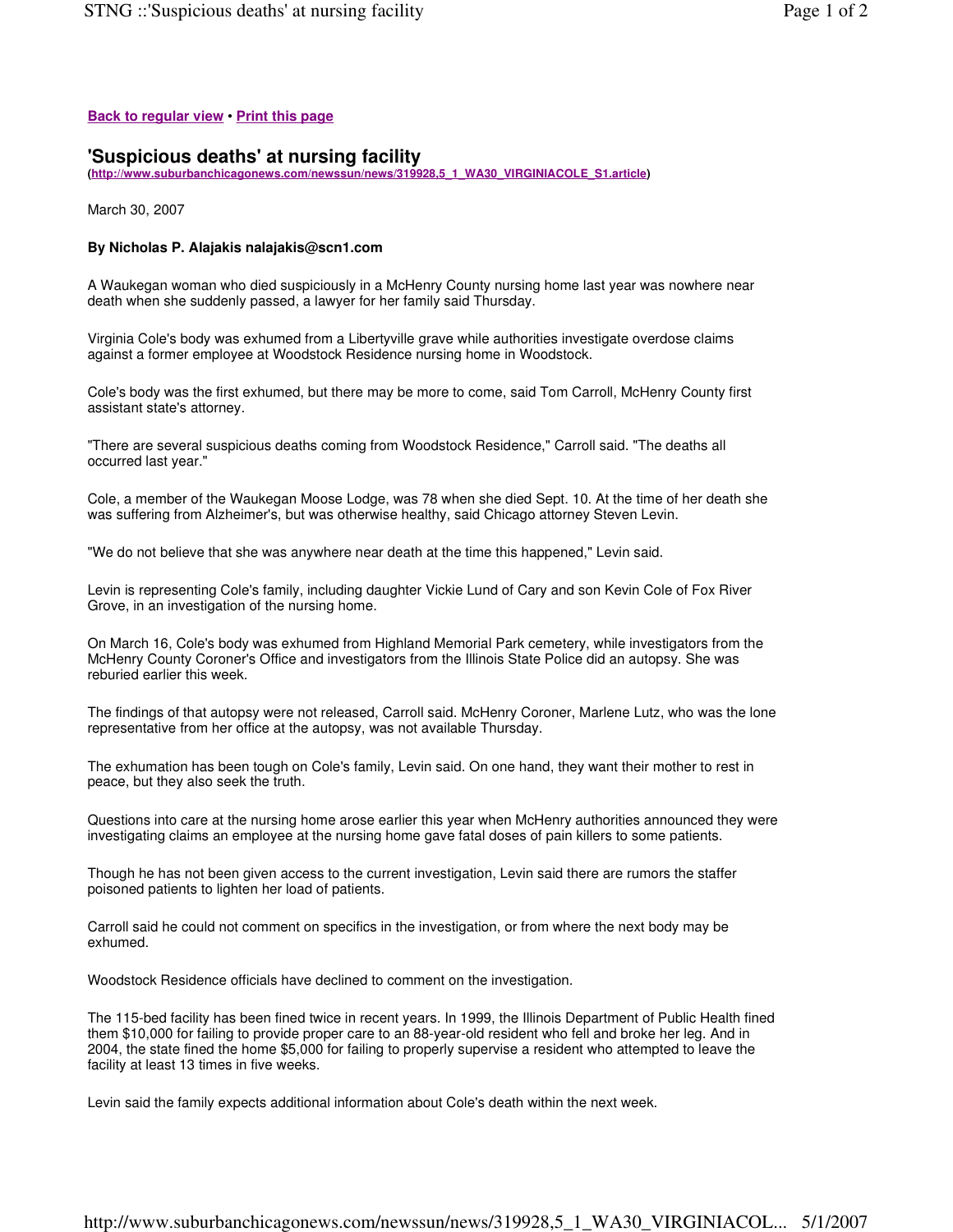**Back to regular view** • **Print this page**

# 'Suspicious deaths' at nursing facility

**(http://www.suburbanchicagonews.com/newssun/news/319928,5_1_WA30_VIRGINIACOLE_S1.article)**

March 30, 2007

**By Nicholas P. Alajakis nalajakis@scn1.com**

A Waukegan woman who died suspiciously in a McHenry County nursing home last year was nowhere near death when she suddenly passed, a lawyer for her family said Thursday.

Virginia Cole's body was exhumed from a Libertyville grave while authorities investigate overdose claims against a former employee at Woodstock Residence nursing home in Woodstock.

Cole's body was the first exhumed, but there may be more to come, said Tom Carroll, McHenry County first assistant state's attorney.

"There are several suspicious deaths coming from Woodstock Residence," Carroll said. "The deaths all occurred last year."

Cole, a member of the Waukegan Moose Lodge, was 78 when she died Sept. 10. At the time of her death she was suffering from Alzheimer's, but was otherwise healthy, said Chicago attorney Steven Levin.

"We do not believe that she was anywhere near death at the time this happened," Levin said.

Levin is representing Cole's family, including daughter Vickie Lund of Cary and son Kevin Cole of Fox River Grove, in an investigation of the nursing home.

On March 16, Cole's body was exhumed from Highland Memorial Park cemetery, while investigators from the McHenry County Coroner's Office and investigators from the Illinois State Police did an autopsy. She was reburied earlier this week.

The findings of that autopsy were not released, Carroll said. McHenry Coroner, Marlene Lutz, who was the lone representative from her office at the autopsy, was not available Thursday.

The exhumation has been tough on Cole's family, Levin said. On one hand, they want their mother to rest in peace, but they also seek the truth.

Questions into care at the nursing home arose earlier this year when McHenry authorities announced they were investigating claims an employee at the nursing home gave fatal doses of pain killers to some patients.

Though he has not been given access to the current investigation, Levin said there are rumors the staffer poisoned patients to lighten her load of patients.

Carroll said he could not comment on specifics in the investigation, or from where the next body may be exhumed.

Woodstock Residence officials have declined to comment on the investigation.

The 115-bed facility has been fined twice in recent years. In 1999, the Illinois Department of Public Health fined them $10,000 for failing to provide proper care to an 88-year-old resident who fell and broke her leg. And in 2004, the state fined the home $5,000 for failing to properly supervise a resident who attempted to leave the facility at least 13 times in five weeks.

Levin said the family expects additional information about Cole's death within the next week.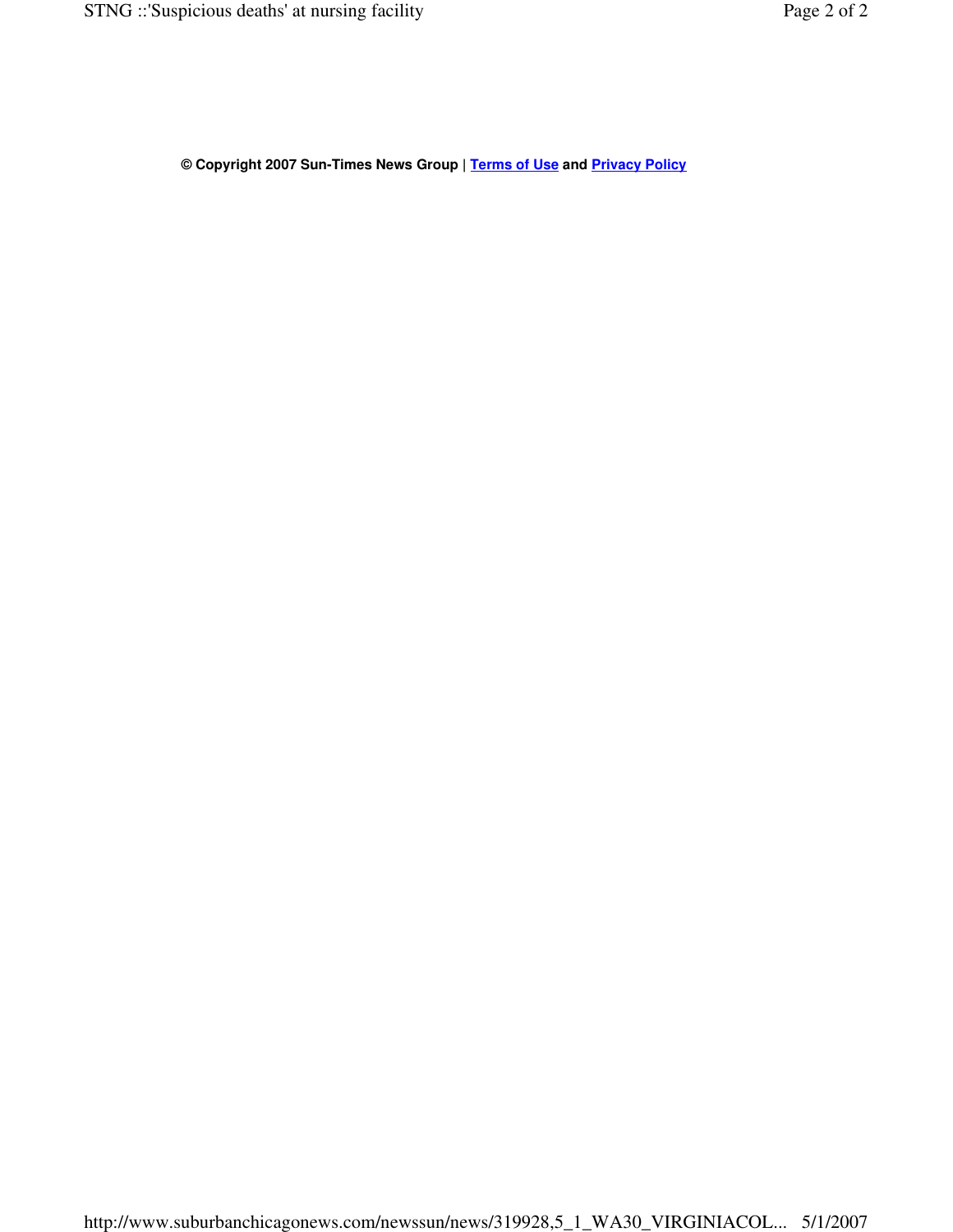**© Copyright 2007 Sun-Times News Group | [Terms of Use]() and [Privacy Policy]()**